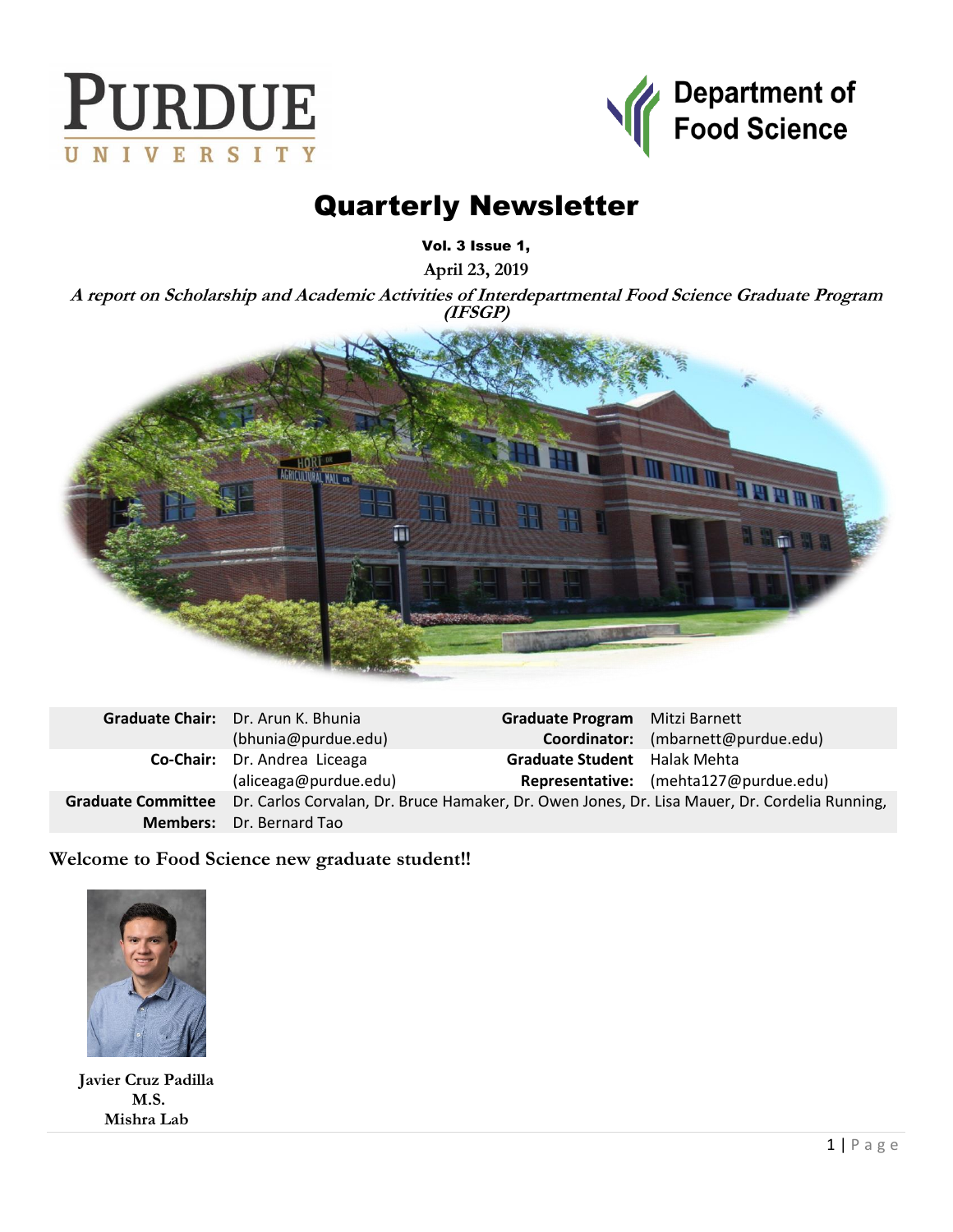PURDUE UNIVERSITY

Department of Food Science

# Quarterly Newsletter

**Vol. 3 Issue 1,**

**April 23, 2019**

***A report on Scholarship and Academic Activities of Interdepartmental Food Science Graduate Program (IFSGP)***

| | | | |
|---|---|---|---|
| **Graduate Chair:** | Dr. Arun K. Bhunia (bhunia@purdue.edu) | **Graduate Program Coordinator:** | Mitzi Barnett (mbarnett@purdue.edu) |
| **Co-Chair:** | Dr. Andrea Liceaga (aliceaga@purdue.edu) | **Graduate Student Representative:** | Halak Mehta (mehta127@purdue.edu) |
| **Graduate Committee Members:** | Dr. Carlos Corvalan, Dr. Bruce Hamaker, Dr. Owen Jones, Dr. Lisa Mauer, Dr. Cordelia Running, Dr. Bernard Tao | | |

## Welcome to Food Science new graduate student!!

**Javier Cruz Padilla**
**M.S.**
**Mishra Lab**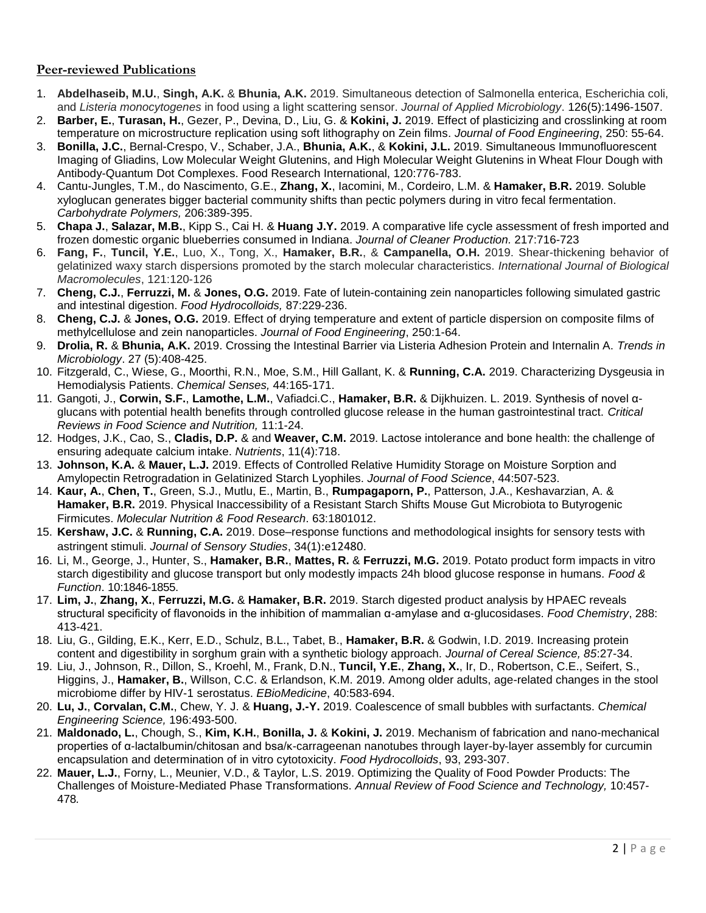## Peer-reviewed Publications

1. **Abdelhaseib, M.U.**, **Singh, A.K.** & **Bhunia, A.K.** 2019. Simultaneous detection of Salmonella enterica, Escherichia coli, and *Listeria monocytogenes* in food using a light scattering sensor. *Journal of Applied Microbiology*. 126(5):1496-1507.
2. **Barber, E.**, **Turasan, H.**, Gezer, P., Devina, D., Liu, G. & **Kokini, J.** 2019. Effect of plasticizing and crosslinking at room temperature on microstructure replication using soft lithography on Zein films. *Journal of Food Engineering*, 250: 55-64.
3. **Bonilla, J.C.**, Bernal-Crespo, V., Schaber, J.A., **Bhunia, A.K.**, & **Kokini, J.L.** 2019. Simultaneous Immunofluorescent Imaging of Gliadins, Low Molecular Weight Glutenins, and High Molecular Weight Glutenins in Wheat Flour Dough with Antibody-Quantum Dot Complexes. Food Research International, 120:776-783.
4. Cantu-Jungles, T.M., do Nascimento, G.E., **Zhang, X.**, Iacomini, M., Cordeiro, L.M. & **Hamaker, B.R.** 2019. Soluble xyloglucan generates bigger bacterial community shifts than pectic polymers during in vitro fecal fermentation. *Carbohydrate Polymers,* 206:389-395.
5. **Chapa J.**, **Salazar, M.B.**, Kipp S., Cai H. & **Huang J.Y.** 2019. A comparative life cycle assessment of fresh imported and frozen domestic organic blueberries consumed in Indiana. *Journal of Cleaner Production.* 217:716-723
6. **Fang, F.**, **Tuncil, Y.E.**, Luo, X., Tong, X., **Hamaker, B.R.**, & **Campanella, O.H.** 2019. Shear-thickening behavior of gelatinized waxy starch dispersions promoted by the starch molecular characteristics. *International Journal of Biological Macromolecules*, 121:120-126
7. **Cheng, C.J.**, **Ferruzzi, M.** & **Jones, O.G.** 2019. Fate of lutein-containing zein nanoparticles following simulated gastric and intestinal digestion. *Food Hydrocolloids,* 87:229-236.
8. **Cheng, C.J.** & **Jones, O.G.** 2019. Effect of drying temperature and extent of particle dispersion on composite films of methylcellulose and zein nanoparticles. *Journal of Food Engineering*, 250:1-64.
9. **Drolia, R.** & **Bhunia, A.K.** 2019. Crossing the Intestinal Barrier via Listeria Adhesion Protein and Internalin A. *Trends in Microbiology*. 27 (5):408-425.
10. Fitzgerald, C., Wiese, G., Moorthi, R.N., Moe, S.M., Hill Gallant, K. & **Running, C.A.** 2019. Characterizing Dysgeusia in Hemodialysis Patients. *Chemical Senses,* 44:165-171.
11. Gangoti, J., **Corwin, S.F.**, **Lamothe, L.M.**, Vafiadci.C., **Hamaker, B.R.** & Dijkhuizen. L. 2019. Synthesis of novel α-glucans with potential health benefits through controlled glucose release in the human gastrointestinal tract. *Critical Reviews in Food Science and Nutrition,* 11:1-24.
12. Hodges, J.K., Cao, S., **Cladis, D.P.** & and **Weaver, C.M.** 2019. Lactose intolerance and bone health: the challenge of ensuring adequate calcium intake. *Nutrients*, 11(4):718.
13. **Johnson, K.A.** & **Mauer, L.J.** 2019. Effects of Controlled Relative Humidity Storage on Moisture Sorption and Amylopectin Retrogradation in Gelatinized Starch Lyophiles. *Journal of Food Science*, 44:507-523.
14. **Kaur, A.**, **Chen, T.**, Green, S.J., Mutlu, E., Martin, B., **Rumpagaporn, P.**, Patterson, J.A., Keshavarzian, A. & **Hamaker, B.R.** 2019. Physical Inaccessibility of a Resistant Starch Shifts Mouse Gut Microbiota to Butyrogenic Firmicutes. *Molecular Nutrition & Food Research*. 63:1801012.
15. **Kershaw, J.C.** & **Running, C.A.** 2019. Dose–response functions and methodological insights for sensory tests with astringent stimuli. *Journal of Sensory Studies*, 34(1):e12480.
16. Li, M., George, J., Hunter, S., **Hamaker, B.R.**, **Mattes, R.** & **Ferruzzi, M.G.** 2019. Potato product form impacts in vitro starch digestibility and glucose transport but only modestly impacts 24h blood glucose response in humans. *Food & Function*. 10:1846-1855.
17. **Lim, J.**, **Zhang, X.**, **Ferruzzi, M.G.** & **Hamaker, B.R.** 2019. Starch digested product analysis by HPAEC reveals structural specificity of flavonoids in the inhibition of mammalian α-amylase and α-glucosidases. *Food Chemistry*, 288: 413-421.
18. Liu, G., Gilding, E.K., Kerr, E.D., Schulz, B.L., Tabet, B., **Hamaker, B.R.** & Godwin, I.D. 2019. Increasing protein content and digestibility in sorghum grain with a synthetic biology approach. *Journal of Cereal Science, 85*:27-34.
19. Liu, J., Johnson, R., Dillon, S., Kroehl, M., Frank, D.N., **Tuncil, Y.E.**, **Zhang, X.**, Ir, D., Robertson, C.E., Seifert, S., Higgins, J., **Hamaker, B.**, Willson, C.C. & Erlandson, K.M. 2019. Among older adults, age-related changes in the stool microbiome differ by HIV-1 serostatus. *EBioMedicine*, 40:583-694.
20. **Lu, J.**, **Corvalan, C.M.**, Chew, Y. J. & **Huang, J.-Y.** 2019. Coalescence of small bubbles with surfactants. *Chemical Engineering Science,* 196:493-500.
21. **Maldonado, L.**, Chough, S., **Kim, K.H.**, **Bonilla, J.** & **Kokini, J.** 2019. Mechanism of fabrication and nano-mechanical properties of α-lactalbumin/chitosan and bsa/κ-carrageenan nanotubes through layer-by-layer assembly for curcumin encapsulation and determination of in vitro cytotoxicity. *Food Hydrocolloids*, 93, 293-307.
22. **Mauer, L.J.**, Forny, L., Meunier, V.D., & Taylor, L.S. 2019. Optimizing the Quality of Food Powder Products: The Challenges of Moisture-Mediated Phase Transformations. *Annual Review of Food Science and Technology,* 10:457-478.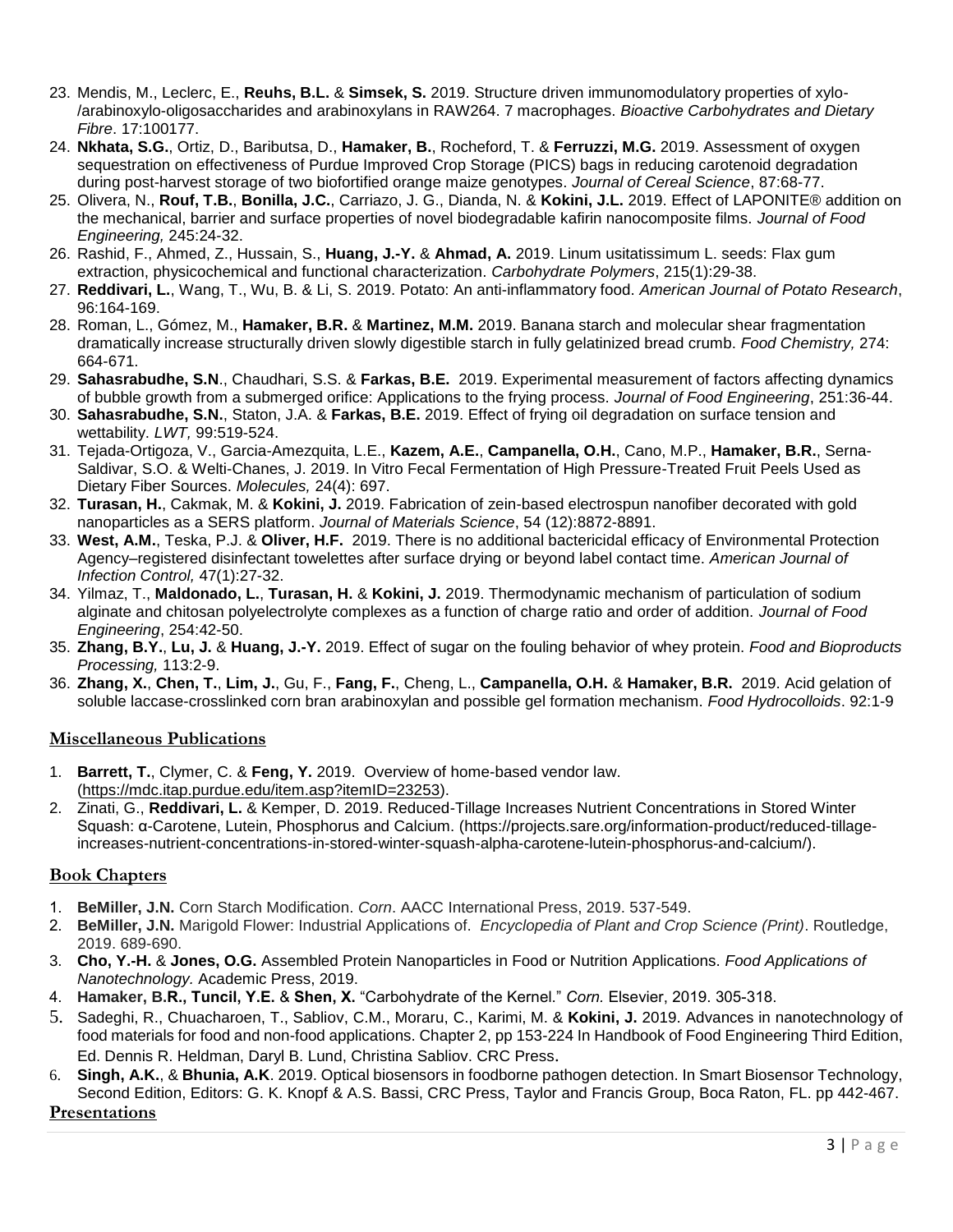23. Mendis, M., Leclerc, E., **Reuhs, B.L.** & **Simsek, S.** 2019. Structure driven immunomodulatory properties of xylo-/arabinoxylo-oligosaccharides and arabinoxylans in RAW264. 7 macrophages. *Bioactive Carbohydrates and Dietary Fibre*. 17:100177.
24. **Nkhata, S.G.**, Ortiz, D., Baributsa, D., **Hamaker, B.**, Rocheford, T. & **Ferruzzi, M.G.** 2019. Assessment of oxygen sequestration on effectiveness of Purdue Improved Crop Storage (PICS) bags in reducing carotenoid degradation during post-harvest storage of two biofortified orange maize genotypes. *Journal of Cereal Science*, 87:68-77.
25. Olivera, N., **Rouf, T.B.**, **Bonilla, J.C.**, Carriazo, J. G., Dianda, N. & **Kokini, J.L.** 2019. Effect of LAPONITE® addition on the mechanical, barrier and surface properties of novel biodegradable kafirin nanocomposite films. *Journal of Food Engineering,* 245:24-32.
26. Rashid, F., Ahmed, Z., Hussain, S., **Huang, J.-Y.** & **Ahmad, A.** 2019. Linum usitatissimum L. seeds: Flax gum extraction, physicochemical and functional characterization. *Carbohydrate Polymers*, 215(1):29-38.
27. **Reddivari, L.**, Wang, T., Wu, B. & Li, S. 2019. Potato: An anti-inflammatory food. *American Journal of Potato Research*, 96:164-169.
28. Roman, L., Gómez, M., **Hamaker, B.R.** & **Martinez, M.M.** 2019. Banana starch and molecular shear fragmentation dramatically increase structurally driven slowly digestible starch in fully gelatinized bread crumb. *Food Chemistry,* 274: 664-671.
29. **Sahasrabudhe, S.N**., Chaudhari, S.S. & **Farkas, B.E.** 2019. Experimental measurement of factors affecting dynamics of bubble growth from a submerged orifice: Applications to the frying process. *Journal of Food Engineering*, 251:36-44.
30. **Sahasrabudhe, S.N.**, Staton, J.A. & **Farkas, B.E.** 2019. Effect of frying oil degradation on surface tension and wettability. *LWT,* 99:519-524.
31. Tejada-Ortigoza, V., Garcia-Amezquita, L.E., **Kazem, A.E.**, **Campanella, O.H.**, Cano, M.P., **Hamaker, B.R.**, Serna-Saldivar, S.O. & Welti-Chanes, J. 2019. In Vitro Fecal Fermentation of High Pressure-Treated Fruit Peels Used as Dietary Fiber Sources. *Molecules,* 24(4): 697.
32. **Turasan, H.**, Cakmak, M. & **Kokini, J.** 2019. Fabrication of zein-based electrospun nanofiber decorated with gold nanoparticles as a SERS platform. *Journal of Materials Science*, 54 (12):8872-8891.
33. **West, A.M.**, Teska, P.J. & **Oliver, H.F.** 2019. There is no additional bactericidal efficacy of Environmental Protection Agency–registered disinfectant towelettes after surface drying or beyond label contact time. *American Journal of Infection Control,* 47(1):27-32.
34. Yilmaz, T., **Maldonado, L.**, **Turasan, H.** & **Kokini, J.** 2019. Thermodynamic mechanism of particulation of sodium alginate and chitosan polyelectrolyte complexes as a function of charge ratio and order of addition. *Journal of Food Engineering*, 254:42-50.
35. **Zhang, B.Y.**, **Lu, J.** & **Huang, J.-Y.** 2019. Effect of sugar on the fouling behavior of whey protein. *Food and Bioproducts Processing,* 113:2-9.
36. **Zhang, X.**, **Chen, T.**, **Lim, J.**, Gu, F., **Fang, F.**, Cheng, L., **Campanella, O.H.** & **Hamaker, B.R.** 2019. Acid gelation of soluble laccase-crosslinked corn bran arabinoxylan and possible gel formation mechanism. *Food Hydrocolloids*. 92:1-9

## Miscellaneous Publications

1. **Barrett, T.**, Clymer, C. & **Feng, Y.** 2019. Overview of home-based vendor law. (https://mdc.itap.purdue.edu/item.asp?itemID=23253).
2. Zinati, G., **Reddivari, L.** & Kemper, D. 2019. Reduced-Tillage Increases Nutrient Concentrations in Stored Winter Squash: α-Carotene, Lutein, Phosphorus and Calcium. (https://projects.sare.org/information-product/reduced-tillage-increases-nutrient-concentrations-in-stored-winter-squash-alpha-carotene-lutein-phosphorus-and-calcium/).

## Book Chapters

1. **BeMiller, J.N.** Corn Starch Modification. *Corn*. AACC International Press, 2019. 537-549.
2. **BeMiller, J.N.** Marigold Flower: Industrial Applications of. *Encyclopedia of Plant and Crop Science (Print)*. Routledge, 2019. 689-690.
3. **Cho, Y.-H.** & **Jones, O.G.** Assembled Protein Nanoparticles in Food or Nutrition Applications. *Food Applications of Nanotechnology.* Academic Press, 2019.
4. **Hamaker, B.R., Tuncil, Y.E.** & **Shen, X.** "Carbohydrate of the Kernel." *Corn.* Elsevier, 2019. 305-318.
5. Sadeghi, R., Chuacharoen, T., Sabliov, C.M., Moraru, C., Karimi, M. & **Kokini, J.** 2019. Advances in nanotechnology of food materials for food and non-food applications. Chapter 2, pp 153-224 In Handbook of Food Engineering Third Edition, Ed. Dennis R. Heldman, Daryl B. Lund, Christina Sabliov. CRC Press.
6. **Singh, A.K.**, & **Bhunia, A.K**. 2019. Optical biosensors in foodborne pathogen detection. In Smart Biosensor Technology, Second Edition, Editors: G. K. Knopf & A.S. Bassi, CRC Press, Taylor and Francis Group, Boca Raton, FL. pp 442-467.

## Presentations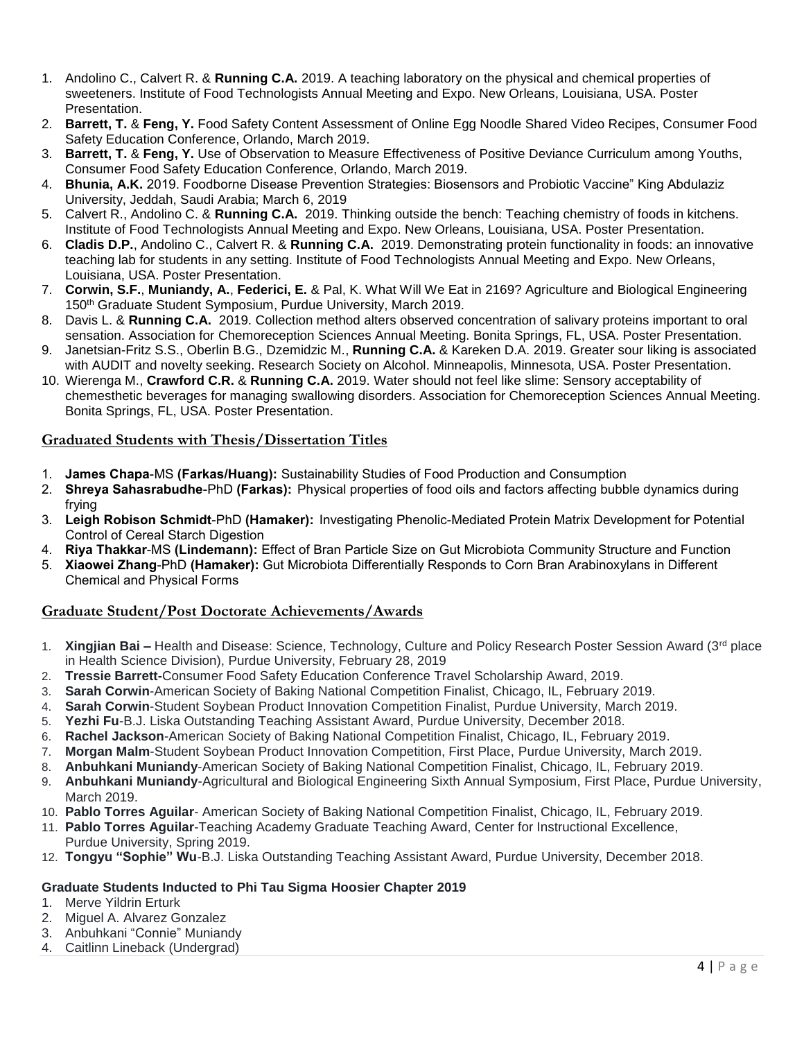1. Andolino C., Calvert R. & **Running C.A.** 2019. A teaching laboratory on the physical and chemical properties of sweeteners. Institute of Food Technologists Annual Meeting and Expo. New Orleans, Louisiana, USA. Poster Presentation.
2. **Barrett, T.** & **Feng, Y.** Food Safety Content Assessment of Online Egg Noodle Shared Video Recipes, Consumer Food Safety Education Conference, Orlando, March 2019.
3. **Barrett, T.** & **Feng, Y.** Use of Observation to Measure Effectiveness of Positive Deviance Curriculum among Youths, Consumer Food Safety Education Conference, Orlando, March 2019.
4. **Bhunia, A.K.** 2019. Foodborne Disease Prevention Strategies: Biosensors and Probiotic Vaccine" King Abdulaziz University, Jeddah, Saudi Arabia; March 6, 2019
5. Calvert R., Andolino C. & **Running C.A.** 2019. Thinking outside the bench: Teaching chemistry of foods in kitchens. Institute of Food Technologists Annual Meeting and Expo. New Orleans, Louisiana, USA. Poster Presentation.
6. **Cladis D.P.**, Andolino C., Calvert R. & **Running C.A.** 2019. Demonstrating protein functionality in foods: an innovative teaching lab for students in any setting. Institute of Food Technologists Annual Meeting and Expo. New Orleans, Louisiana, USA. Poster Presentation.
7. **Corwin, S.F.**, **Muniandy, A.**, **Federici, E.** & Pal, K. What Will We Eat in 2169? Agriculture and Biological Engineering 150th Graduate Student Symposium, Purdue University, March 2019.
8. Davis L. & **Running C.A.** 2019. Collection method alters observed concentration of salivary proteins important to oral sensation. Association for Chemoreception Sciences Annual Meeting. Bonita Springs, FL, USA. Poster Presentation.
9. Janetsian-Fritz S.S., Oberlin B.G., Dzemidzic M., **Running C.A.** & Kareken D.A. 2019. Greater sour liking is associated with AUDIT and novelty seeking. Research Society on Alcohol. Minneapolis, Minnesota, USA. Poster Presentation.
10. Wierenga M., **Crawford C.R.** & **Running C.A.** 2019. Water should not feel like slime: Sensory acceptability of chemesthetic beverages for managing swallowing disorders. Association for Chemoreception Sciences Annual Meeting. Bonita Springs, FL, USA. Poster Presentation.

## Graduated Students with Thesis/Dissertation Titles

1. **James Chapa**-MS **(Farkas/Huang):** Sustainability Studies of Food Production and Consumption
2. **Shreya Sahasrabudhe**-PhD **(Farkas):** Physical properties of food oils and factors affecting bubble dynamics during frying
3. **Leigh Robison Schmidt**-PhD **(Hamaker):** Investigating Phenolic-Mediated Protein Matrix Development for Potential Control of Cereal Starch Digestion
4. **Riya Thakkar**-MS **(Lindemann):** Effect of Bran Particle Size on Gut Microbiota Community Structure and Function
5. **Xiaowei Zhang**-PhD **(Hamaker):** Gut Microbiota Differentially Responds to Corn Bran Arabinoxylans in Different Chemical and Physical Forms

## Graduate Student/Post Doctorate Achievements/Awards

1. **Xingjian Bai –** Health and Disease: Science, Technology, Culture and Policy Research Poster Session Award (3rd place in Health Science Division), Purdue University, February 28, 2019
2. **Tressie Barrett-**Consumer Food Safety Education Conference Travel Scholarship Award, 2019.
3. **Sarah Corwin**-American Society of Baking National Competition Finalist, Chicago, IL, February 2019.
4. **Sarah Corwin**-Student Soybean Product Innovation Competition Finalist, Purdue University, March 2019.
5. **Yezhi Fu**-B.J. Liska Outstanding Teaching Assistant Award, Purdue University, December 2018.
6. **Rachel Jackson**-American Society of Baking National Competition Finalist, Chicago, IL, February 2019.
7. **Morgan Malm**-Student Soybean Product Innovation Competition, First Place, Purdue University, March 2019.
8. **Anbuhkani Muniandy**-American Society of Baking National Competition Finalist, Chicago, IL, February 2019.
9. **Anbuhkani Muniandy**-Agricultural and Biological Engineering Sixth Annual Symposium, First Place, Purdue University, March 2019.
10. **Pablo Torres Aguilar**- American Society of Baking National Competition Finalist, Chicago, IL, February 2019.
11. **Pablo Torres Aguilar**-Teaching Academy Graduate Teaching Award, Center for Instructional Excellence, Purdue University, Spring 2019.
12. **Tongyu "Sophie" Wu**-B.J. Liska Outstanding Teaching Assistant Award, Purdue University, December 2018.

### Graduate Students Inducted to Phi Tau Sigma Hoosier Chapter 2019

1. Merve Yildrin Erturk
2. Miguel A. Alvarez Gonzalez
3. Anbuhkani "Connie" Muniandy
4. Caitlinn Lineback (Undergrad)